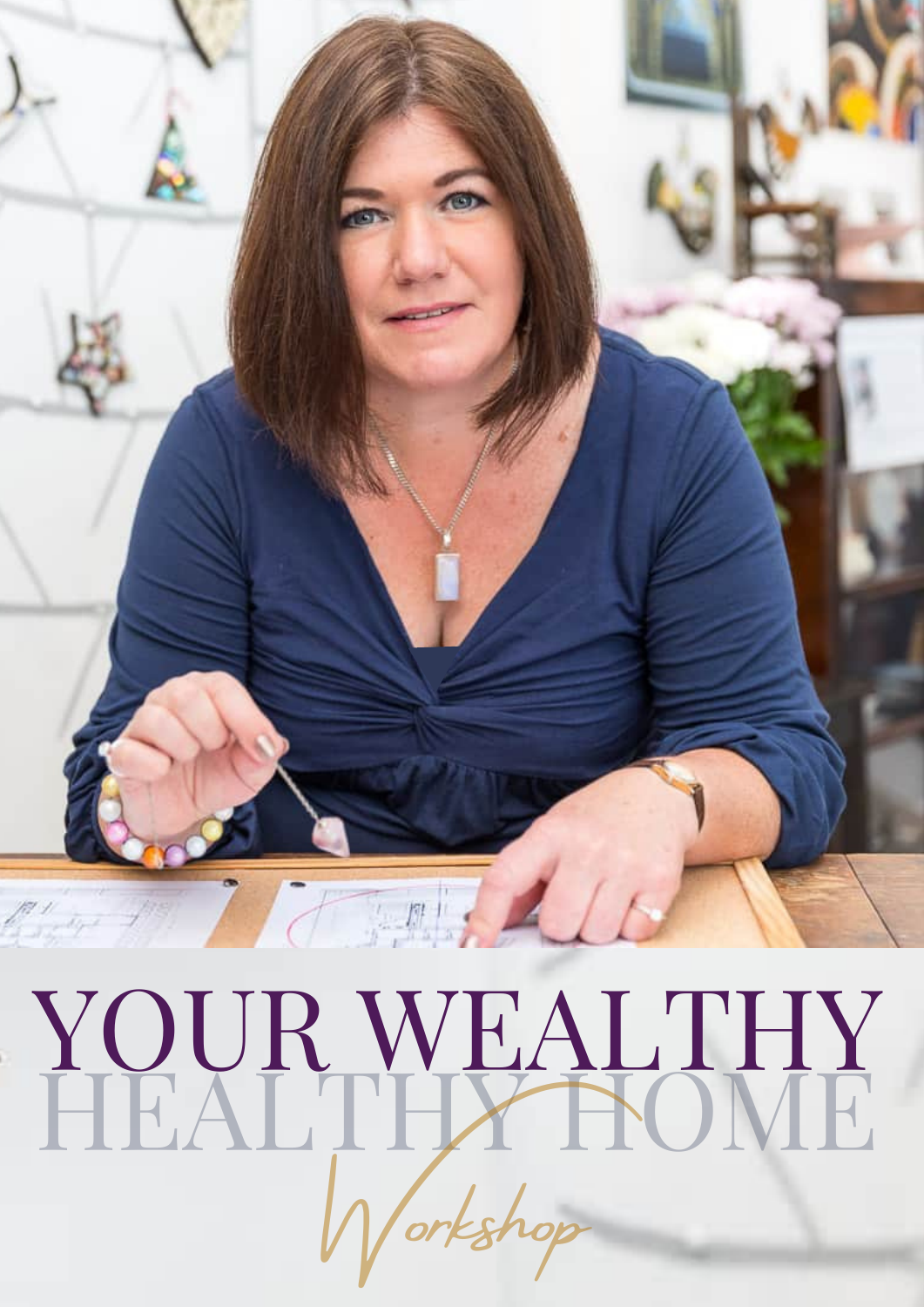# YOUR WEALTHY HEALTHY HOME

*Workshop*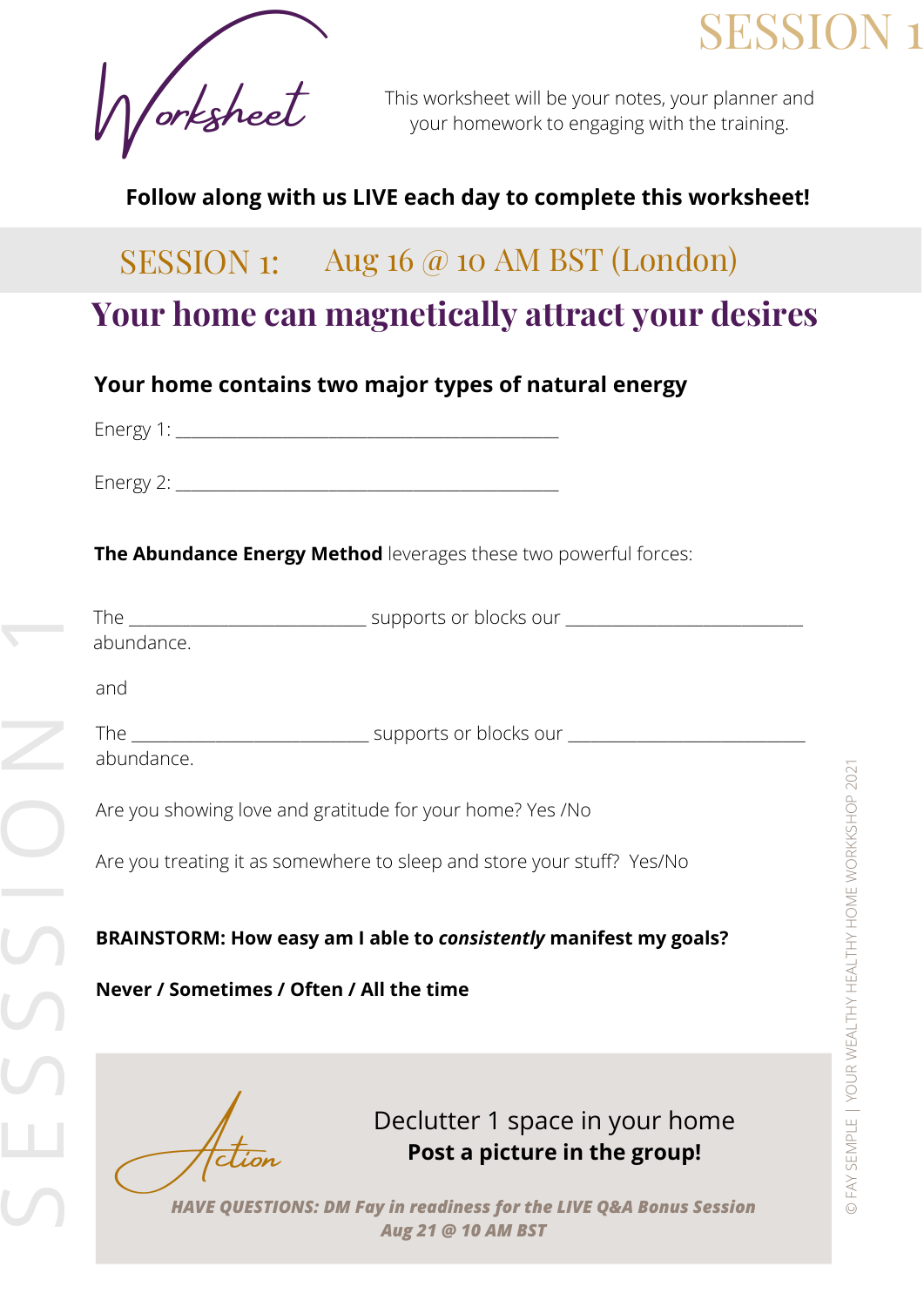# Worksheet

SESSION 1

This worksheet will be your notes, your planner and your homework to engaging with the training.

**Follow along with us LIVE each day to complete this worksheet!**

## SESSION 1: Aug 16 @ 10 AM BST (London)

# Your home can magnetically attract your desires

**Your home contains two major types of natural energy**

Energy 1: ________________________________________

Energy 2: ________________________________________

**The Abundance Energy Method** leverages these two powerful forces:

The _________________________ supports or blocks our _________________________ abundance.

and

The _________________________ supports or blocks our _________________________ abundance.

Are you showing love and gratitude for your home? Yes /No

Are you treating it as somewhere to sleep and store your stuff? Yes/No

**BRAINSTORM: How easy am I able to *consistently* manifest my goals?**

**Never / Sometimes / Often / All the time**

Action

Declutter 1 space in your home

**Post a picture in the group!**

***HAVE QUESTIONS: DM Fay in readiness for the LIVE Q&A Bonus Session Aug 21 @ 10 AM BST***

© FAY SEMPLE | YOUR WEALTHY HEALTHY HOME WORKSHOP 2021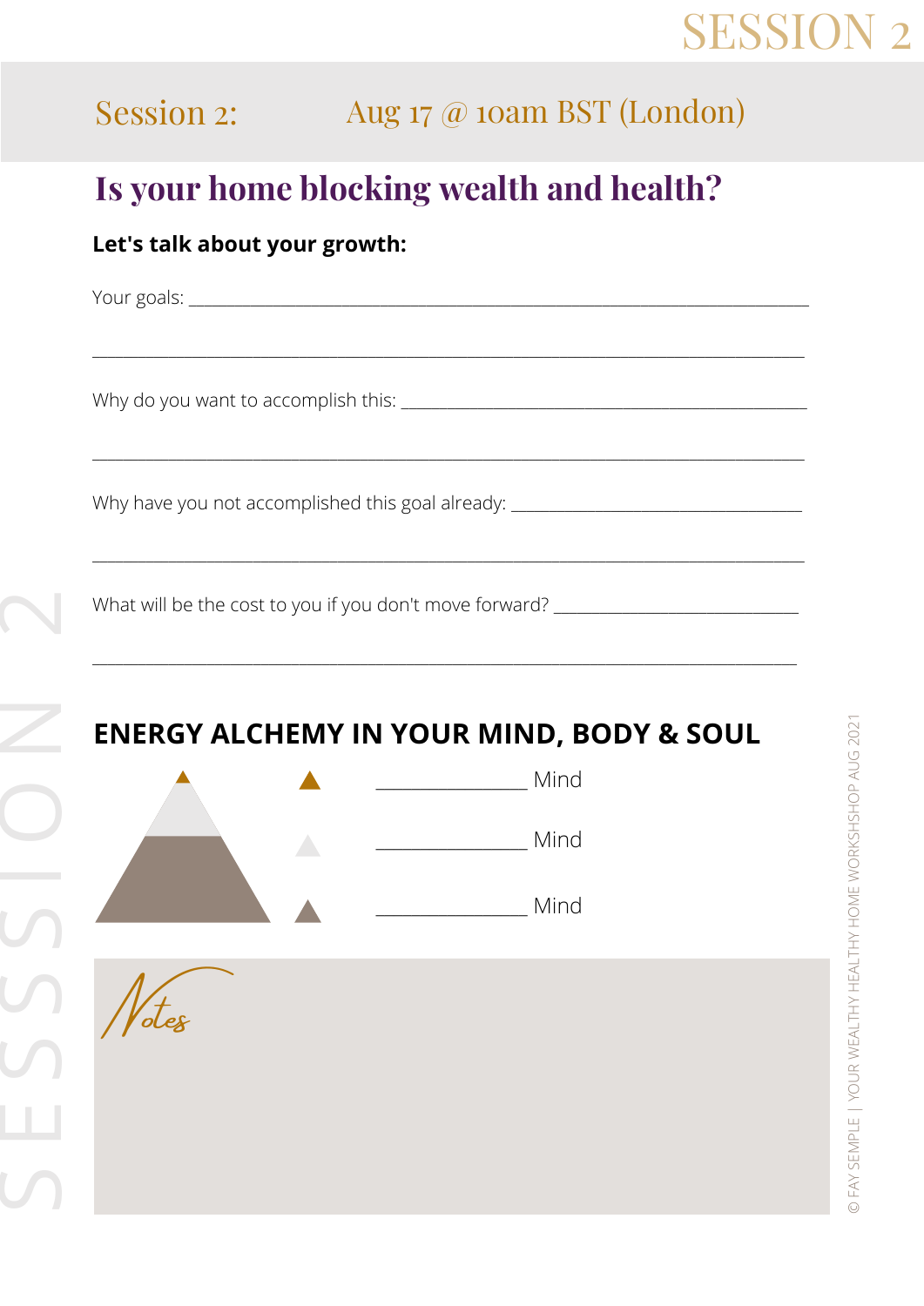# SESSION 2

## Session 2: Aug 17 @ 10am BST (London)

# Is your home blocking wealth and health?

**Let's talk about your growth:**

Your goals: ______________________________________________________________

______________________________________________________________

Why do you want to accomplish this: ______________________________________________

______________________________________________________________

Why have you not accomplished this goal already: ______________________________

______________________________________________________________

What will be the cost to you if you don't move forward? __________________________

______________________________________________________________

## ENERGY ALCHEMY IN YOUR MIND, BODY & SOUL

______________ Mind

______________ Mind

______________ Mind

*Notes*

SESSION 2

© FAY SEMPLE | YOUR WEALTHY HEALTHY HOME WORKSHSHOP AUG 2021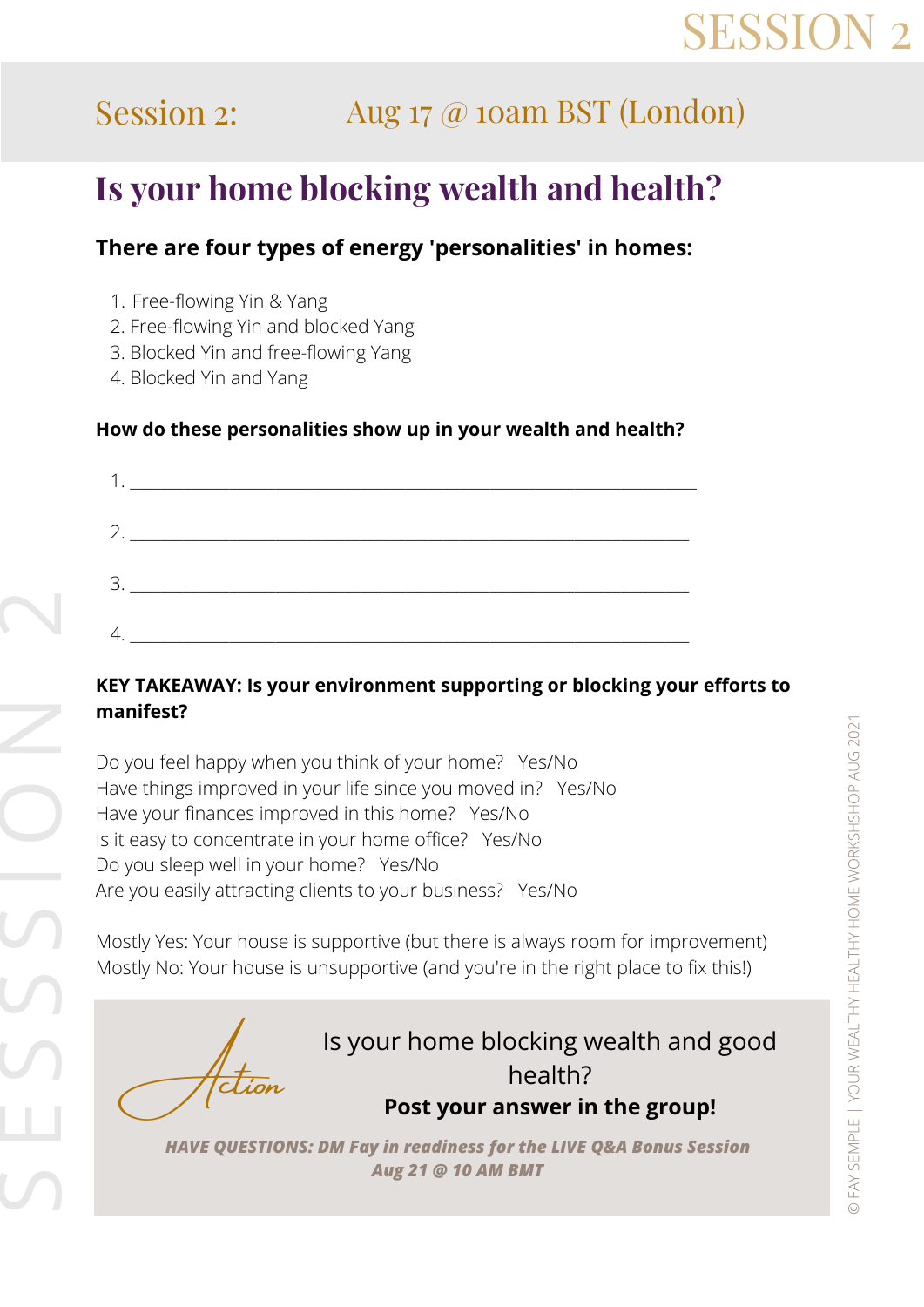Session 2: Aug 17 @ 10am BST (London)

# Is your home blocking wealth and health?

### There are four types of energy 'personalities' in homes:

1. Free-flowing Yin & Yang
2. Free-flowing Yin and blocked Yang
3. Blocked Yin and free-flowing Yang
4. Blocked Yin and Yang

**How do these personalities show up in your wealth and health?**

1. ____________________________________________________________

2. ____________________________________________________________

3. ____________________________________________________________

4. ____________________________________________________________

**KEY TAKEAWAY: Is your environment supporting or blocking your efforts to manifest?**

Do you feel happy when you think of your home? Yes/No
Have things improved in your life since you moved in? Yes/No
Have your finances improved in this home? Yes/No
Is it easy to concentrate in your home office? Yes/No
Do you sleep well in your home? Yes/No
Are you easily attracting clients to your business? Yes/No

Mostly Yes: Your house is supportive (but there is always room for improvement)
Mostly No: Your house is unsupportive (and you're in the right place to fix this!)

Action

Is your home blocking wealth and good health?
**Post your answer in the group!**

***HAVE QUESTIONS: DM Fay in readiness for the LIVE Q&A Bonus Session Aug 21 @ 10 AM BMT***

© FAY SEMPLE | YOUR WEALTHY HEALTHY HOME WORKSHSHOP AUG 2021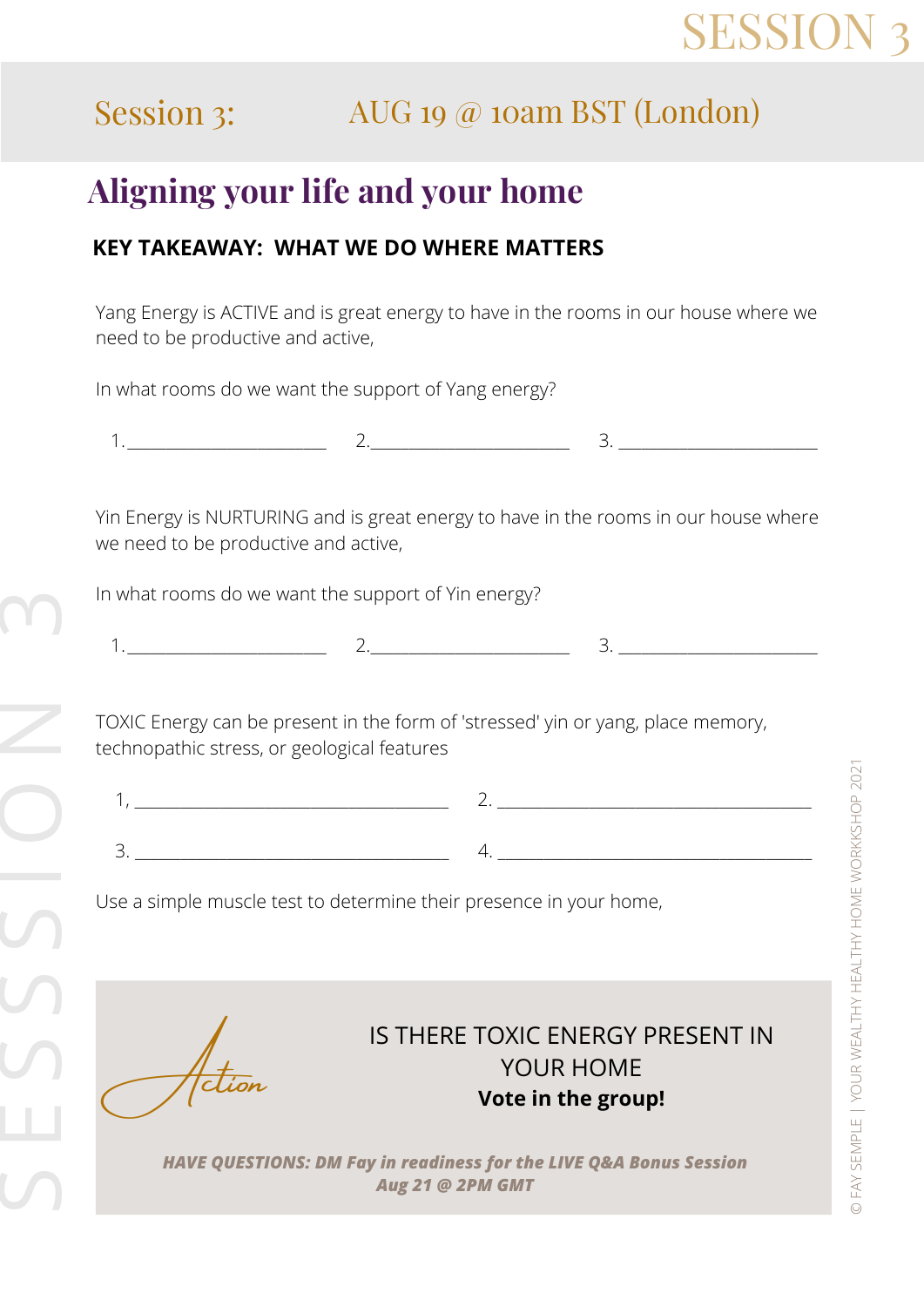# SESSION 3

## Session 3: AUG 19 @ 10am BST (London)

## Aligning your life and your home

**KEY TAKEAWAY: WHAT WE DO WHERE MATTERS**

Yang Energy is ACTIVE and is great energy to have in the rooms in our house where we need to be productive and active,

In what rooms do we want the support of Yang energy?

1. ______________________ 2. ______________________ 3. ______________________

Yin Energy is NURTURING and is great energy to have in the rooms in our house where we need to be productive and active,

In what rooms do we want the support of Yin energy?

1. ______________________ 2. ______________________ 3. ______________________

TOXIC Energy can be present in the form of 'stressed' yin or yang, place memory, technopathic stress, or geological features

1, ___________________________________ 2. ___________________________________

3. ___________________________________ 4. ___________________________________

Use a simple muscle test to determine their presence in your home,

*Action*

IS THERE TOXIC ENERGY PRESENT IN YOUR HOME

**Vote in the group!**

***HAVE QUESTIONS: DM Fay in readiness for the LIVE Q&A Bonus Session Aug 21 @ 2PM GMT***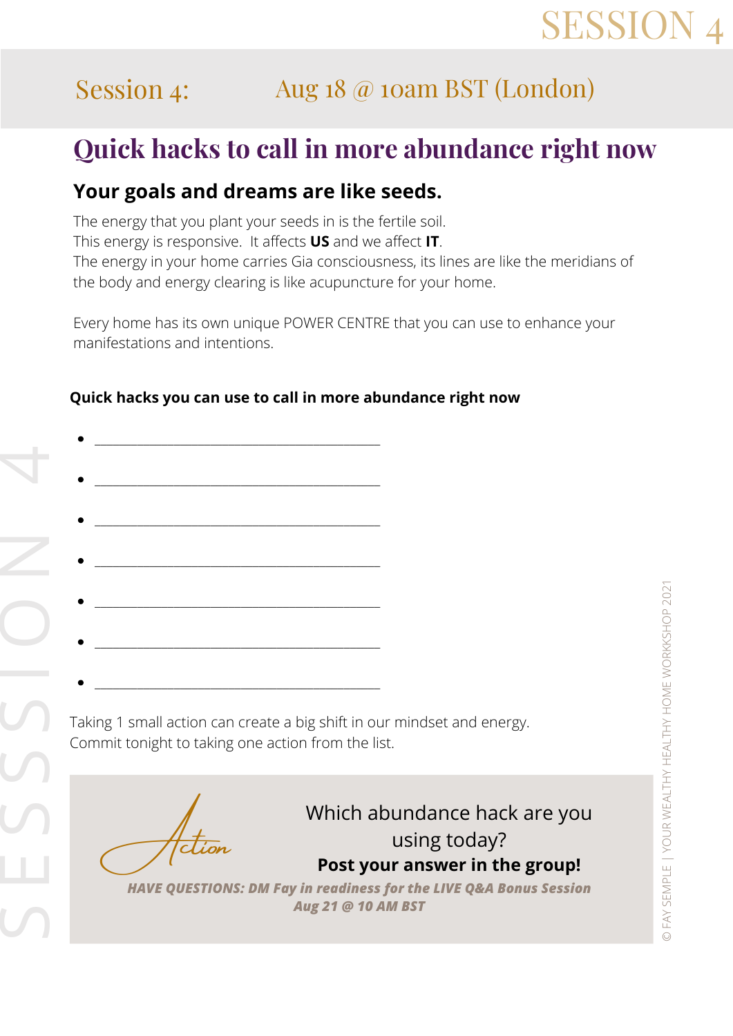## Session 4: Aug 18 @ 10am BST (London)

# Quick hacks to call in more abundance right now

### Your goals and dreams are like seeds.

The energy that you plant your seeds in is the fertile soil.
This energy is responsive. It affects **US** and we affect **IT**.
The energy in your home carries Gia consciousness, its lines are like the meridians of the body and energy clearing is like acupuncture for your home.

Every home has its own unique POWER CENTRE that you can use to enhance your manifestations and intentions.

**Quick hacks you can use to call in more abundance right now**

- \_\_\_\_\_\_\_\_\_\_\_\_\_\_\_\_\_\_\_\_\_\_\_\_\_\_\_\_\_\_\_\_\_\_\_\_
- \_\_\_\_\_\_\_\_\_\_\_\_\_\_\_\_\_\_\_\_\_\_\_\_\_\_\_\_\_\_\_\_\_\_\_\_
- \_\_\_\_\_\_\_\_\_\_\_\_\_\_\_\_\_\_\_\_\_\_\_\_\_\_\_\_\_\_\_\_\_\_\_\_
- \_\_\_\_\_\_\_\_\_\_\_\_\_\_\_\_\_\_\_\_\_\_\_\_\_\_\_\_\_\_\_\_\_\_\_\_
- \_\_\_\_\_\_\_\_\_\_\_\_\_\_\_\_\_\_\_\_\_\_\_\_\_\_\_\_\_\_\_\_\_\_\_\_
- \_\_\_\_\_\_\_\_\_\_\_\_\_\_\_\_\_\_\_\_\_\_\_\_\_\_\_\_\_\_\_\_\_\_\_\_
- \_\_\_\_\_\_\_\_\_\_\_\_\_\_\_\_\_\_\_\_\_\_\_\_\_\_\_\_\_\_\_\_\_\_\_\_

Taking 1 small action can create a big shift in our mindset and energy.
Commit tonight to taking one action from the list.

*Action*

Which abundance hack are you using today?
**Post your answer in the group!**

***HAVE QUESTIONS: DM Fay in readiness for the LIVE Q&A Bonus Session Aug 21 @ 10 AM BST***

© FAY SEMPLE | YOUR WEALTHY HEALTHY HOME WORKKSHOP 2021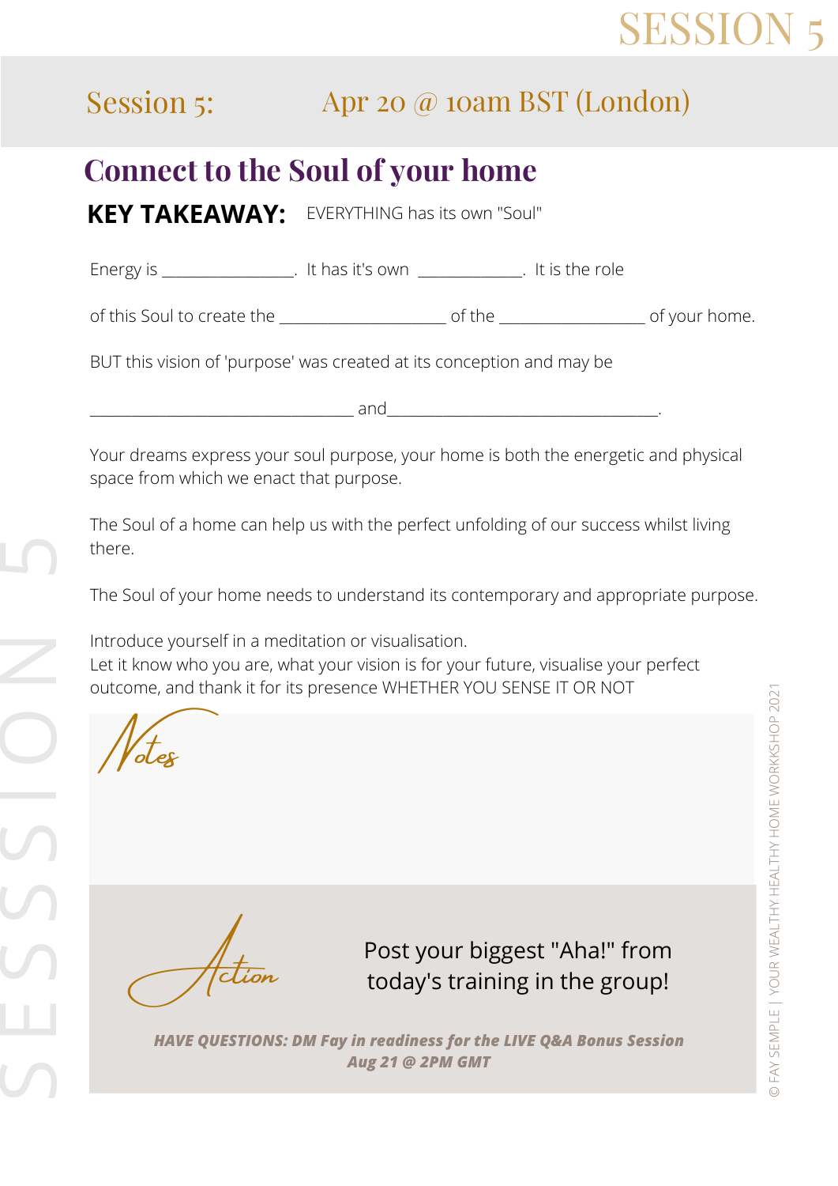Session 5: Apr 20 @ 10am BST (London)

# Connect to the Soul of your home

**KEY TAKEAWAY:** EVERYTHING has its own "Soul"

Energy is ________________. It has it's own _____________. It is the role of this Soul to create the _____________________ of the __________________ of your home.

BUT this vision of 'purpose' was created at its conception and may be

_________________________________ and__________________________________.

Your dreams express your soul purpose, your home is both the energetic and physical space from which we enact that purpose.

The Soul of a home can help us with the perfect unfolding of our success whilst living there.

The Soul of your home needs to understand its contemporary and appropriate purpose.

Introduce yourself in a meditation or visualisation.
Let it know who you are, what your vision is for your future, visualise your perfect outcome, and thank it for its presence WHETHER YOU SENSE IT OR NOT

Notes

Action

Post your biggest "Aha!" from today's training in the group!

***HAVE QUESTIONS: DM Fay in readiness for the LIVE Q&A Bonus Session Aug 21 @ 2PM GMT***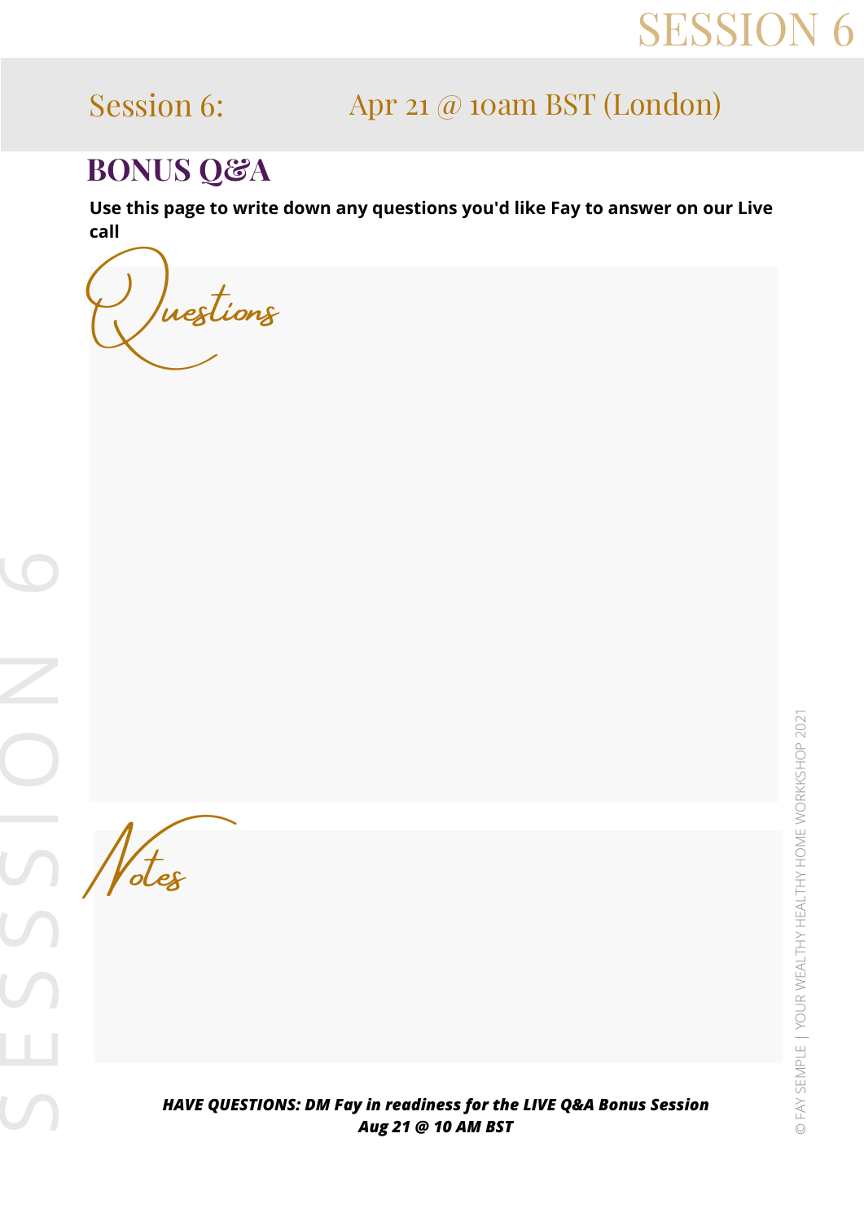# SESSION 6

Session 6: Apr 21 @ 10am BST (London)

## BONUS Q&A

**Use this page to write down any questions you'd like Fay to answer on our Live call**

Questions

Notes

***HAVE QUESTIONS: DM Fay in readiness for the LIVE Q&A Bonus Session Aug 21 @ 10 AM BST***